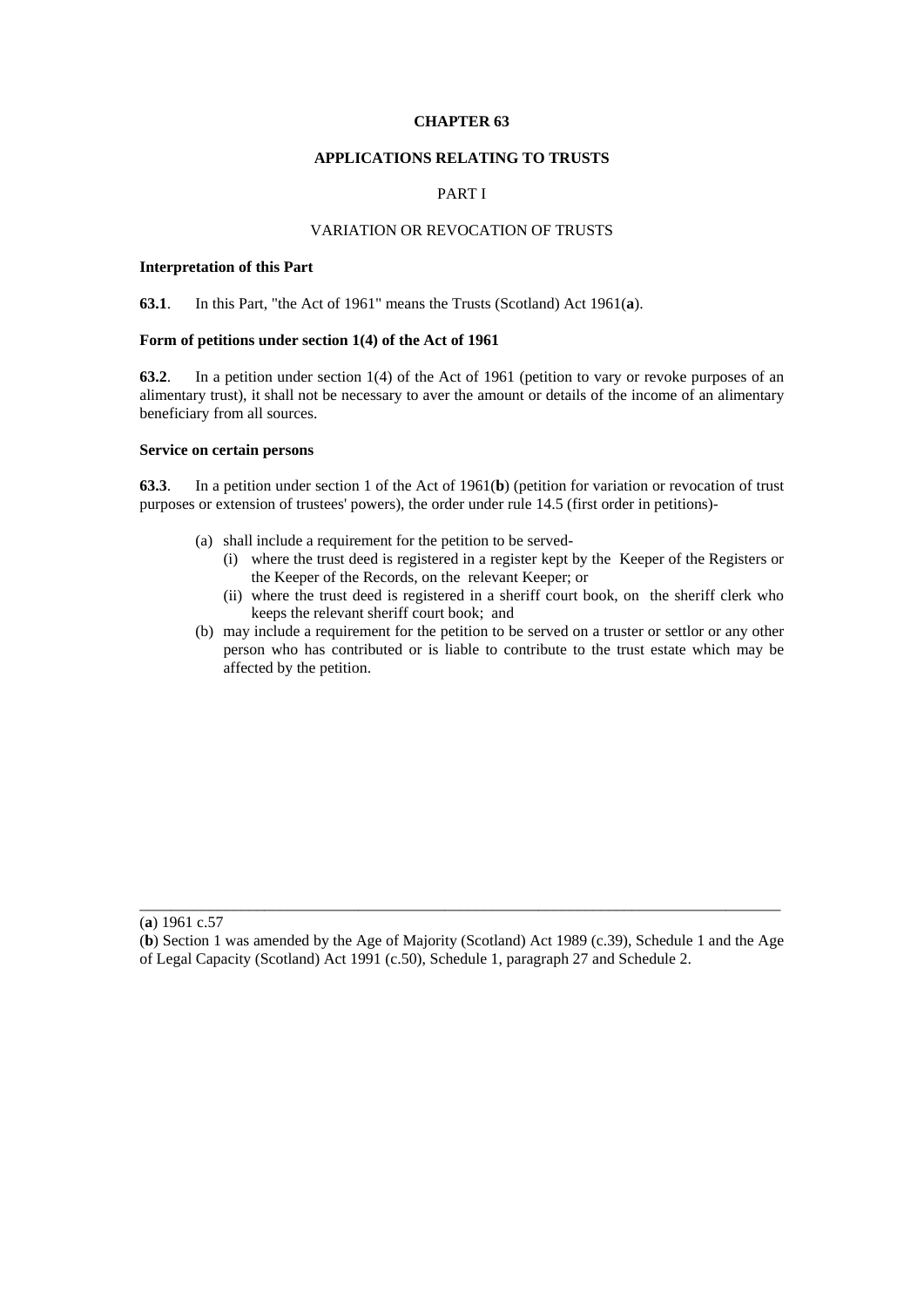# CHAPTER 63

## APPLICATIONS RELATING TO TRUSTS

### PART I

### VARIATION OR REVOCATION OF TRUSTS

**Interpretation of this Part**

**63.1**. In this Part, "the Act of 1961" means the Trusts (Scotland) Act 1961(**a**).

**Form of petitions under section 1(4) of the Act of 1961**

**63.2**. In a petition under section 1(4) of the Act of 1961 (petition to vary or revoke purposes of an alimentary trust), it shall not be necessary to aver the amount or details of the income of an alimentary beneficiary from all sources.

**Service on certain persons**

**63.3**. In a petition under section 1 of the Act of 1961(**b**) (petition for variation or revocation of trust purposes or extension of trustees' powers), the order under rule 14.5 (first order in petitions)-

- (a) shall include a requirement for the petition to be served-
    - (i) where the trust deed is registered in a register kept by the Keeper of the Registers or the Keeper of the Records, on the relevant Keeper; or
    - (ii) where the trust deed is registered in a sheriff court book, on the sheriff clerk who keeps the relevant sheriff court book; and
- (b) may include a requirement for the petition to be served on a truster or settlor or any other person who has contributed or is liable to contribute to the trust estate which may be affected by the petition.

---

(**a**) 1961 c.57

(**b**) Section 1 was amended by the Age of Majority (Scotland) Act 1989 (c.39), Schedule 1 and the Age of Legal Capacity (Scotland) Act 1991 (c.50), Schedule 1, paragraph 27 and Schedule 2.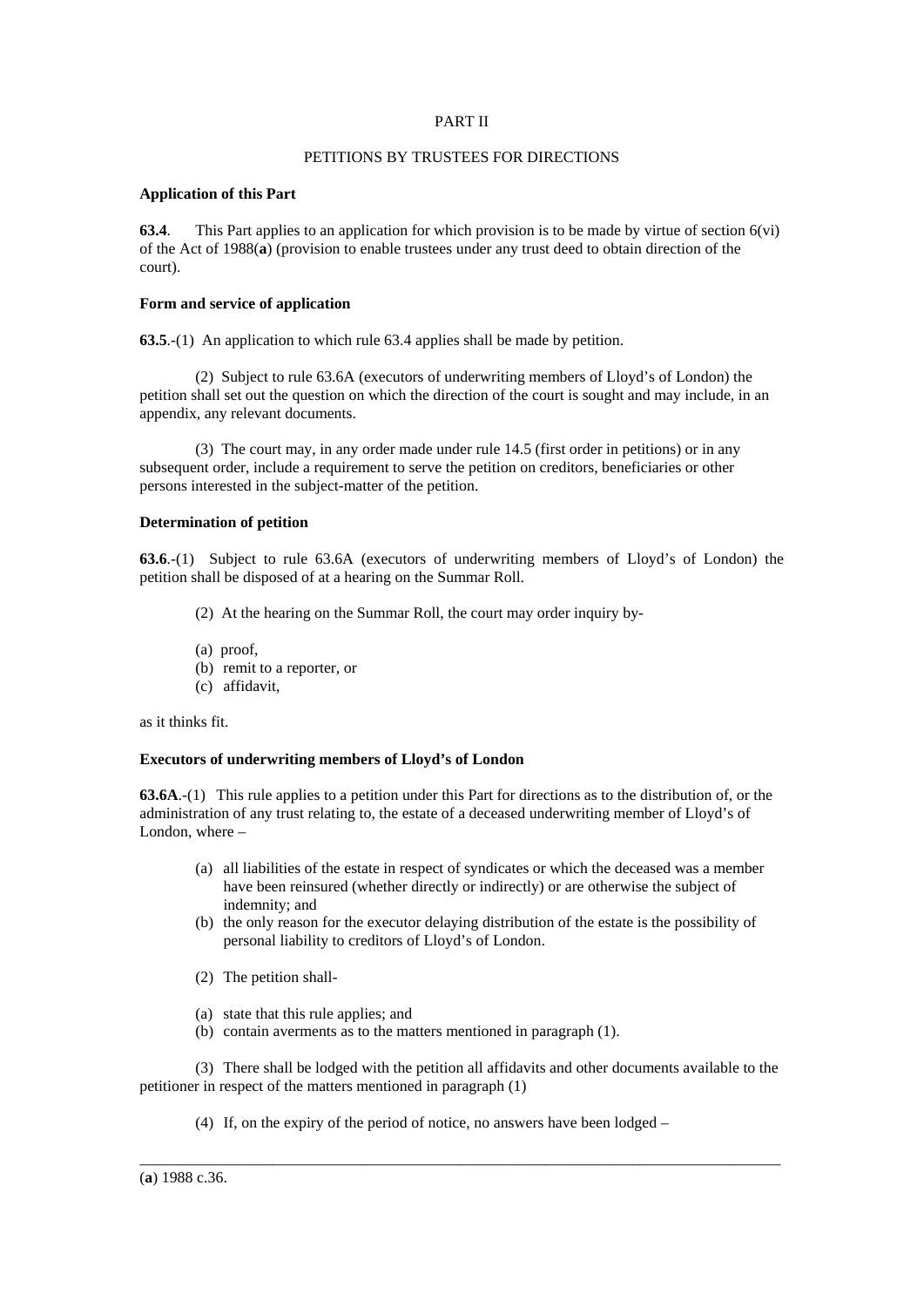PART II

PETITIONS BY TRUSTEES FOR DIRECTIONS

**Application of this Part**

**63.4**. This Part applies to an application for which provision is to be made by virtue of section 6(vi) of the Act of 1988(**a**) (provision to enable trustees under any trust deed to obtain direction of the court).

**Form and service of application**

**63.5**.-(1) An application to which rule 63.4 applies shall be made by petition.

(2) Subject to rule 63.6A (executors of underwriting members of Lloyd's of London) the petition shall set out the question on which the direction of the court is sought and may include, in an appendix, any relevant documents.

(3) The court may, in any order made under rule 14.5 (first order in petitions) or in any subsequent order, include a requirement to serve the petition on creditors, beneficiaries or other persons interested in the subject-matter of the petition.

**Determination of petition**

**63.6**.-(1) Subject to rule 63.6A (executors of underwriting members of Lloyd's of London) the petition shall be disposed of at a hearing on the Summar Roll.

(2) At the hearing on the Summar Roll, the court may order inquiry by-

(a) proof,
(b) remit to a reporter, or
(c) affidavit,

as it thinks fit.

**Executors of underwriting members of Lloyd's of London**

**63.6A**.-(1) This rule applies to a petition under this Part for directions as to the distribution of, or the administration of any trust relating to, the estate of a deceased underwriting member of Lloyd's of London, where –

(a) all liabilities of the estate in respect of syndicates or which the deceased was a member have been reinsured (whether directly or indirectly) or are otherwise the subject of indemnity; and
(b) the only reason for the executor delaying distribution of the estate is the possibility of personal liability to creditors of Lloyd's of London.

(2) The petition shall-

(a) state that this rule applies; and
(b) contain averments as to the matters mentioned in paragraph (1).

(3) There shall be lodged with the petition all affidavits and other documents available to the petitioner in respect of the matters mentioned in paragraph (1)

(4) If, on the expiry of the period of notice, no answers have been lodged –

---

(**a**) 1988 c.36.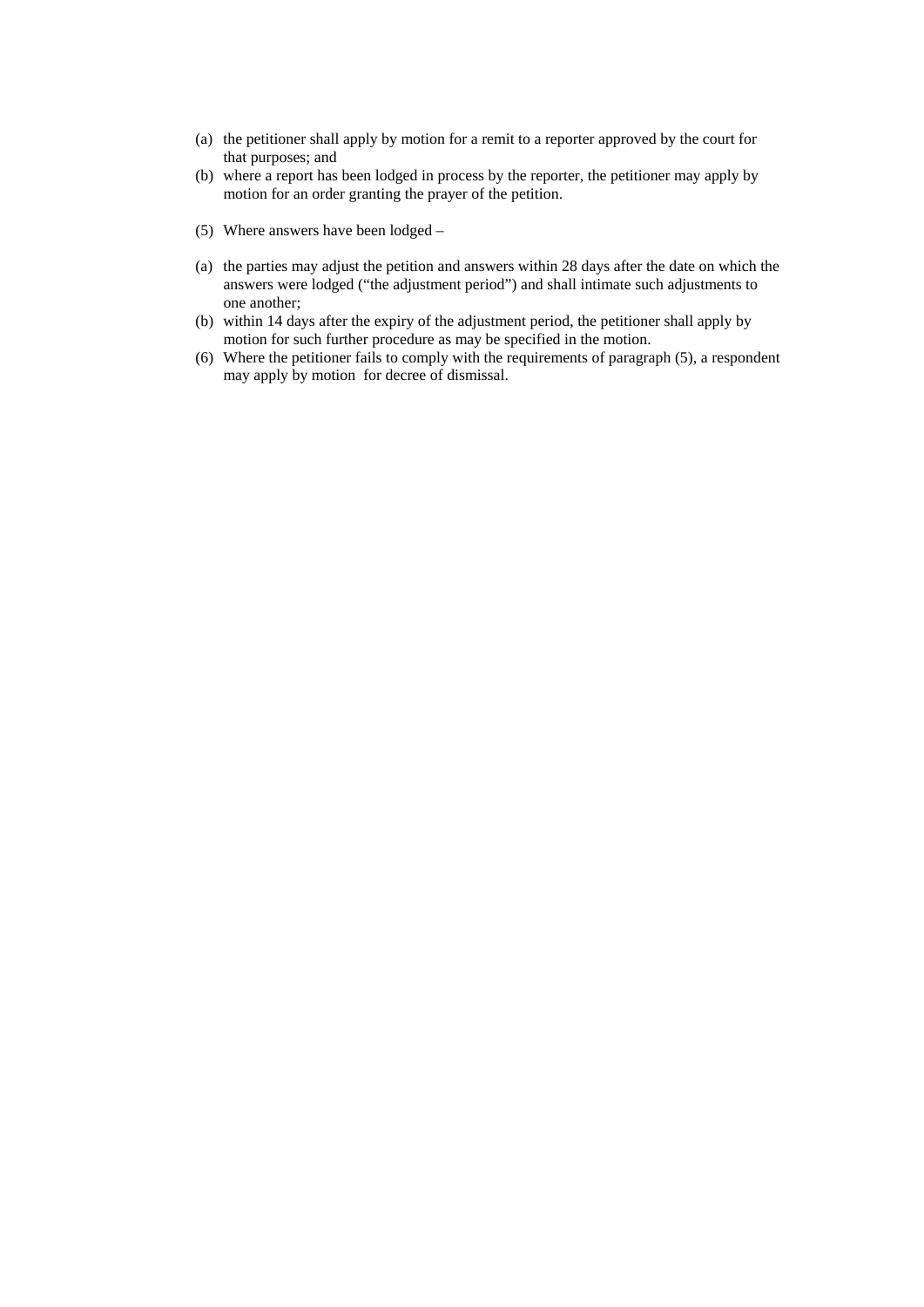(a) the petitioner shall apply by motion for a remit to a reporter approved by the court for that purposes; and

(b) where a report has been lodged in process by the reporter, the petitioner may apply by motion for an order granting the prayer of the petition.

(5) Where answers have been lodged –

(a) the parties may adjust the petition and answers within 28 days after the date on which the answers were lodged ("the adjustment period") and shall intimate such adjustments to one another;

(b) within 14 days after the expiry of the adjustment period, the petitioner shall apply by motion for such further procedure as may be specified in the motion.

(6) Where the petitioner fails to comply with the requirements of paragraph (5), a respondent may apply by motion for decree of dismissal.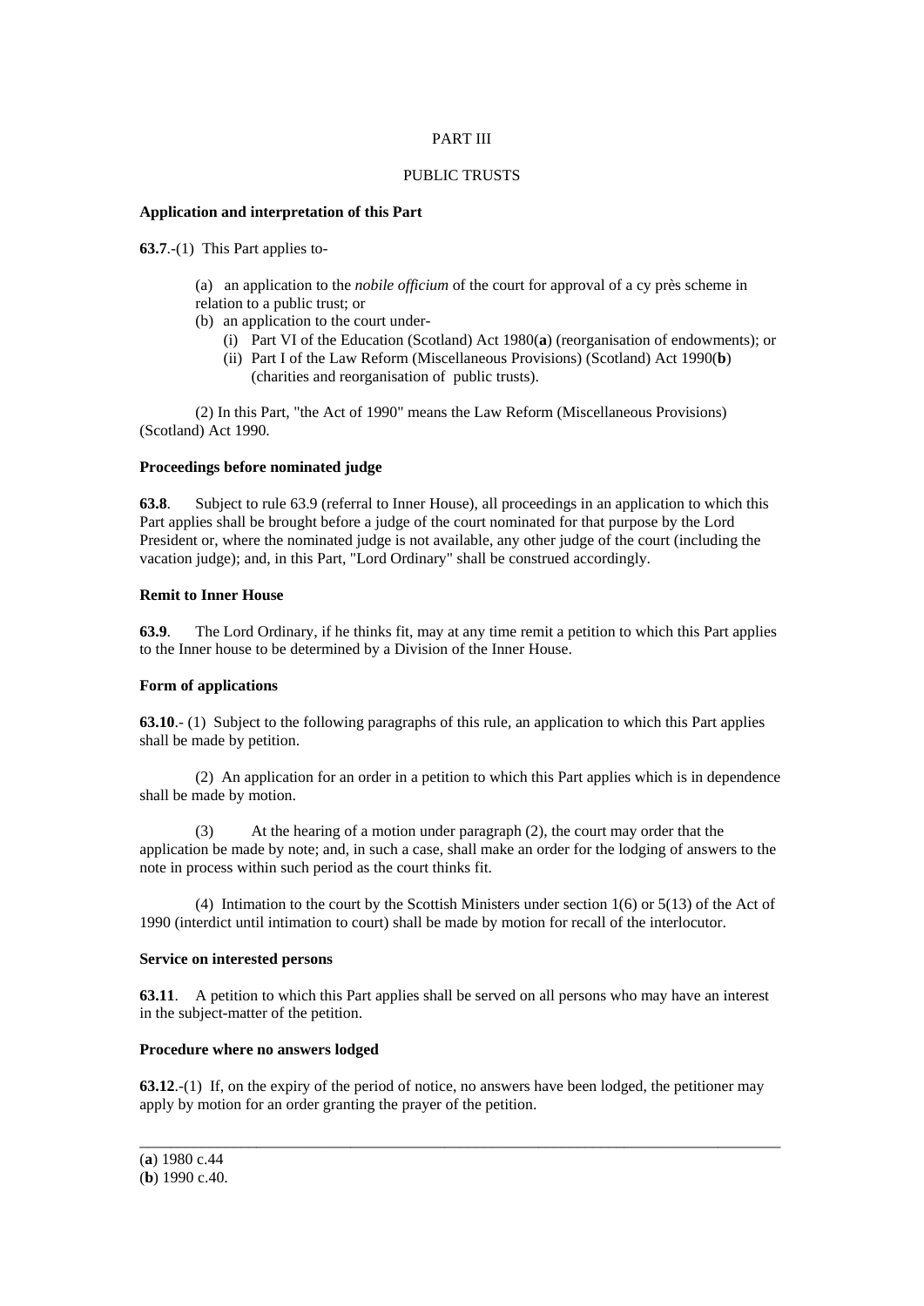PART III

PUBLIC TRUSTS

**Application and interpretation of this Part**

**63.7**.-(1) This Part applies to-

(a) an application to the *nobile officium* of the court for approval of a cy près scheme in relation to a public trust; or

(b) an application to the court under-

(i) Part VI of the Education (Scotland) Act 1980(**a**) (reorganisation of endowments); or

(ii) Part I of the Law Reform (Miscellaneous Provisions) (Scotland) Act 1990(**b**) (charities and reorganisation of public trusts).

(2) In this Part, "the Act of 1990" means the Law Reform (Miscellaneous Provisions) (Scotland) Act 1990.

**Proceedings before nominated judge**

**63.8**. Subject to rule 63.9 (referral to Inner House), all proceedings in an application to which this Part applies shall be brought before a judge of the court nominated for that purpose by the Lord President or, where the nominated judge is not available, any other judge of the court (including the vacation judge); and, in this Part, "Lord Ordinary" shall be construed accordingly.

**Remit to Inner House**

**63.9**. The Lord Ordinary, if he thinks fit, may at any time remit a petition to which this Part applies to the Inner house to be determined by a Division of the Inner House.

**Form of applications**

**63.10**.- (1) Subject to the following paragraphs of this rule, an application to which this Part applies shall be made by petition.

(2) An application for an order in a petition to which this Part applies which is in dependence shall be made by motion.

(3) At the hearing of a motion under paragraph (2), the court may order that the application be made by note; and, in such a case, shall make an order for the lodging of answers to the note in process within such period as the court thinks fit.

(4) Intimation to the court by the Scottish Ministers under section 1(6) or 5(13) of the Act of 1990 (interdict until intimation to court) shall be made by motion for recall of the interlocutor.

**Service on interested persons**

**63.11**. A petition to which this Part applies shall be served on all persons who may have an interest in the subject-matter of the petition.

**Procedure where no answers lodged**

**63.12**.-(1) If, on the expiry of the period of notice, no answers have been lodged, the petitioner may apply by motion for an order granting the prayer of the petition.

---

(**a**) 1980 c.44

(**b**) 1990 c.40.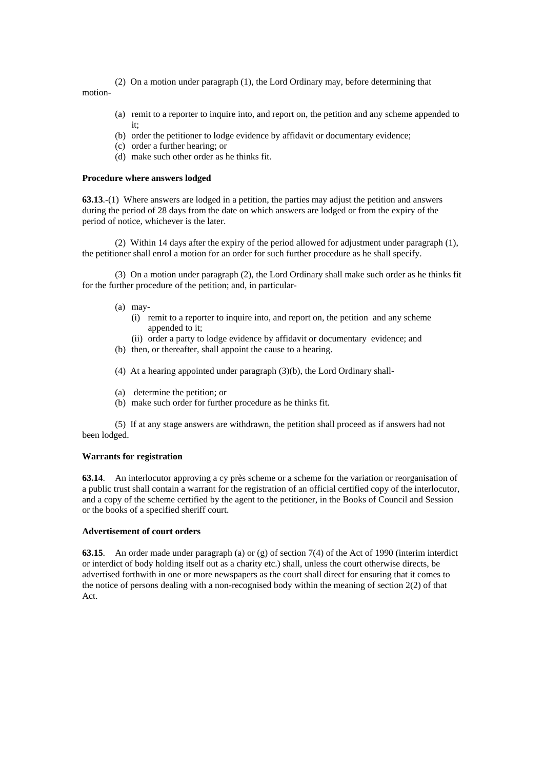(2) On a motion under paragraph (1), the Lord Ordinary may, before determining that motion-

(a) remit to a reporter to inquire into, and report on, the petition and any scheme appended to it;
(b) order the petitioner to lodge evidence by affidavit or documentary evidence;
(c) order a further hearing; or
(d) make such other order as he thinks fit.

**Procedure where answers lodged**

**63.13**.-(1) Where answers are lodged in a petition, the parties may adjust the petition and answers during the period of 28 days from the date on which answers are lodged or from the expiry of the period of notice, whichever is the later.

(2) Within 14 days after the expiry of the period allowed for adjustment under paragraph (1), the petitioner shall enrol a motion for an order for such further procedure as he shall specify.

(3) On a motion under paragraph (2), the Lord Ordinary shall make such order as he thinks fit for the further procedure of the petition; and, in particular-

(a) may-
   (i) remit to a reporter to inquire into, and report on, the petition and any scheme appended to it;
   (ii) order a party to lodge evidence by affidavit or documentary evidence; and
(b) then, or thereafter, shall appoint the cause to a hearing.

(4) At a hearing appointed under paragraph (3)(b), the Lord Ordinary shall-

(a) determine the petition; or
(b) make such order for further procedure as he thinks fit.

(5) If at any stage answers are withdrawn, the petition shall proceed as if answers had not been lodged.

**Warrants for registration**

**63.14**. An interlocutor approving a cy près scheme or a scheme for the variation or reorganisation of a public trust shall contain a warrant for the registration of an official certified copy of the interlocutor, and a copy of the scheme certified by the agent to the petitioner, in the Books of Council and Session or the books of a specified sheriff court.

**Advertisement of court orders**

**63.15**. An order made under paragraph (a) or (g) of section 7(4) of the Act of 1990 (interim interdict or interdict of body holding itself out as a charity etc.) shall, unless the court otherwise directs, be advertised forthwith in one or more newspapers as the court shall direct for ensuring that it comes to the notice of persons dealing with a non-recognised body within the meaning of section 2(2) of that Act.